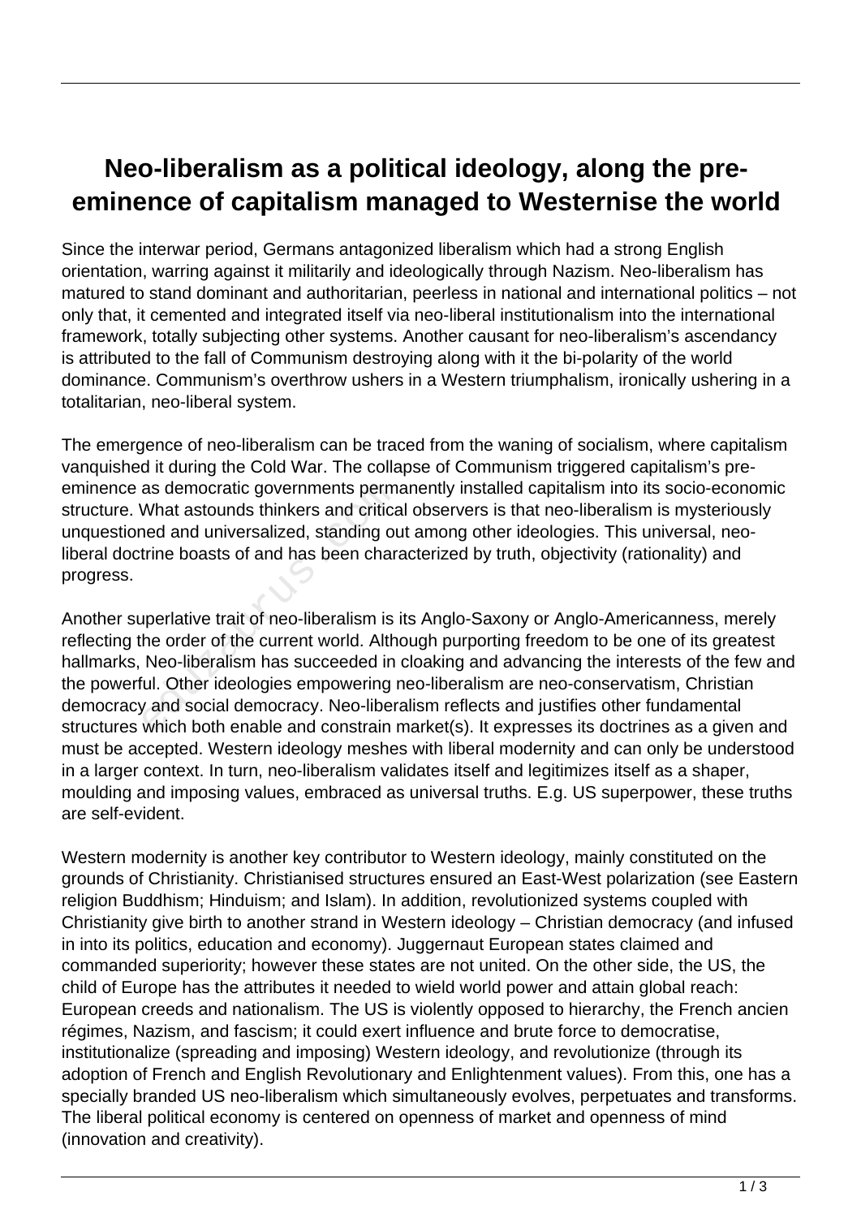# Neo-liberalism as a political ideology, along the pre-eminence of capitalism managed to Westernise the world

Since the interwar period, Germans antagonized liberalism which had a strong English orientation, warring against it militarily and ideologically through Nazism. Neo-liberalism has matured to stand dominant and authoritarian, peerless in national and international politics – not only that, it cemented and integrated itself via neo-liberal institutionalism into the international framework, totally subjecting other systems. Another causant for neo-liberalism's ascendancy is attributed to the fall of Communism destroying along with it the bi-polarity of the world dominance. Communism's overthrow ushers in a Western triumphalism, ironically ushering in a totalitarian, neo-liberal system.

The emergence of neo-liberalism can be traced from the waning of socialism, where capitalism vanquished it during the Cold War. The collapse of Communism triggered capitalism's pre-eminence as democratic governments permanently installed capitalism into its socio-economic structure. What astounds thinkers and critical observers is that neo-liberalism is mysteriously unquestioned and universalized, standing out among other ideologies. This universal, neo-liberal doctrine boasts of and has been characterized by truth, objectivity (rationality) and progress.

Another superlative trait of neo-liberalism is its Anglo-Saxony or Anglo-Americanness, merely reflecting the order of the current world. Although purporting freedom to be one of its greatest hallmarks, Neo-liberalism has succeeded in cloaking and advancing the interests of the few and the powerful. Other ideologies empowering neo-liberalism are neo-conservatism, Christian democracy and social democracy. Neo-liberalism reflects and justifies other fundamental structures which both enable and constrain market(s). It expresses its doctrines as a given and must be accepted. Western ideology meshes with liberal modernity and can only be understood in a larger context. In turn, neo-liberalism validates itself and legitimizes itself as a shaper, moulding and imposing values, embraced as universal truths. E.g. US superpower, these truths are self-evident.

Western modernity is another key contributor to Western ideology, mainly constituted on the grounds of Christianity. Christianised structures ensured an East-West polarization (see Eastern religion Buddhism; Hinduism; and Islam). In addition, revolutionized systems coupled with Christianity give birth to another strand in Western ideology – Christian democracy (and infused in into its politics, education and economy). Juggernaut European states claimed and commanded superiority; however these states are not united. On the other side, the US, the child of Europe has the attributes it needed to wield world power and attain global reach: European creeds and nationalism. The US is violently opposed to hierarchy, the French ancien régimes, Nazism, and fascism; it could exert influence and brute force to democratise, institutionalize (spreading and imposing) Western ideology, and revolutionize (through its adoption of French and English Revolutionary and Enlightenment values). From this, one has a specially branded US neo-liberalism which simultaneously evolves, perpetuates and transforms. The liberal political economy is centered on openness of market and openness of mind (innovation and creativity).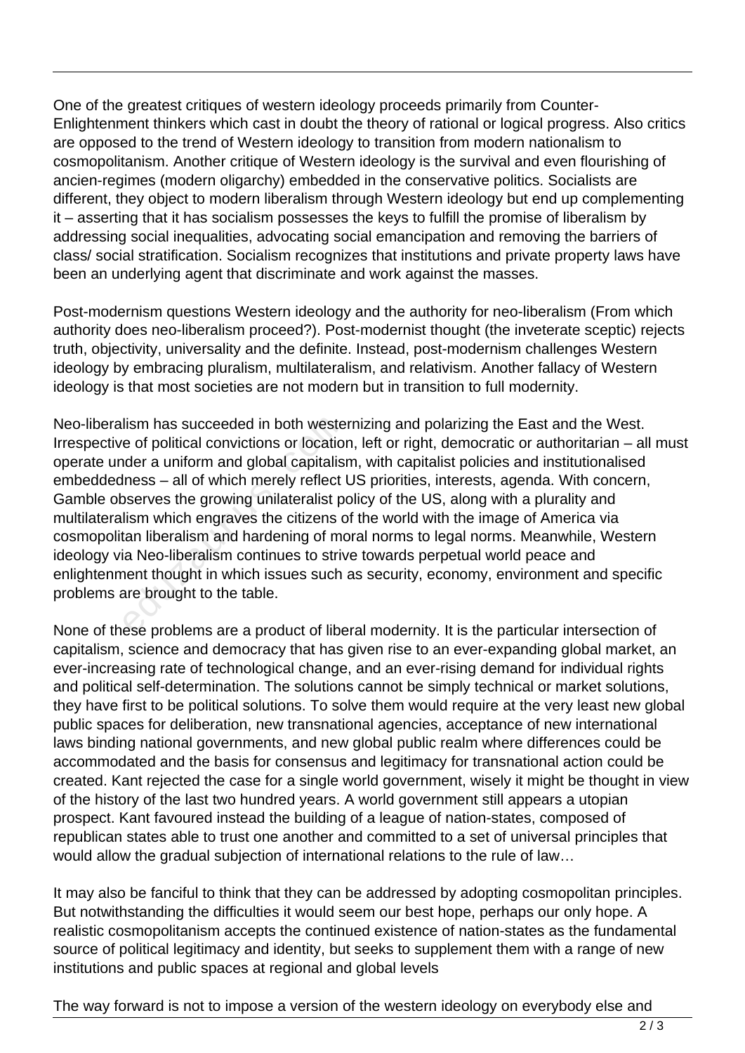One of the greatest critiques of western ideology proceeds primarily from Counter-Enlightenment thinkers which cast in doubt the theory of rational or logical progress. Also critics are opposed to the trend of Western ideology to transition from modern nationalism to cosmopolitanism. Another critique of Western ideology is the survival and even flourishing of ancien-regimes (modern oligarchy) embedded in the conservative politics. Socialists are different, they object to modern liberalism through Western ideology but end up complementing it – asserting that it has socialism possesses the keys to fulfill the promise of liberalism by addressing social inequalities, advocating social emancipation and removing the barriers of class/ social stratification. Socialism recognizes that institutions and private property laws have been an underlying agent that discriminate and work against the masses.

Post-modernism questions Western ideology and the authority for neo-liberalism (From which authority does neo-liberalism proceed?). Post-modernist thought (the inveterate sceptic) rejects truth, objectivity, universality and the definite. Instead, post-modernism challenges Western ideology by embracing pluralism, multilateralism, and relativism. Another fallacy of Western ideology is that most societies are not modern but in transition to full modernity.

Neo-liberalism has succeeded in both westernizing and polarizing the East and the West. Irrespective of political convictions or location, left or right, democratic or authoritarian – all must operate under a uniform and global capitalism, with capitalist policies and institutionalised embeddedness – all of which merely reflect US priorities, interests, agenda. With concern, Gamble observes the growing unilateralist policy of the US, along with a plurality and multilateralism which engraves the citizens of the world with the image of America via cosmopolitan liberalism and hardening of moral norms to legal norms. Meanwhile, Western ideology via Neo-liberalism continues to strive towards perpetual world peace and enlightenment thought in which issues such as security, economy, environment and specific problems are brought to the table.

None of these problems are a product of liberal modernity. It is the particular intersection of capitalism, science and democracy that has given rise to an ever-expanding global market, an ever-increasing rate of technological change, and an ever-rising demand for individual rights and political self-determination. The solutions cannot be simply technical or market solutions, they have first to be political solutions. To solve them would require at the very least new global public spaces for deliberation, new transnational agencies, acceptance of new international laws binding national governments, and new global public realm where differences could be accommodated and the basis for consensus and legitimacy for transnational action could be created. Kant rejected the case for a single world government, wisely it might be thought in view of the history of the last two hundred years. A world government still appears a utopian prospect. Kant favoured instead the building of a league of nation-states, composed of republican states able to trust one another and committed to a set of universal principles that would allow the gradual subjection of international relations to the rule of law…

It may also be fanciful to think that they can be addressed by adopting cosmopolitan principles. But notwithstanding the difficulties it would seem our best hope, perhaps our only hope. A realistic cosmopolitanism accepts the continued existence of nation-states as the fundamental source of political legitimacy and identity, but seeks to supplement them with a range of new institutions and public spaces at regional and global levels

The way forward is not to impose a version of the western ideology on everybody else and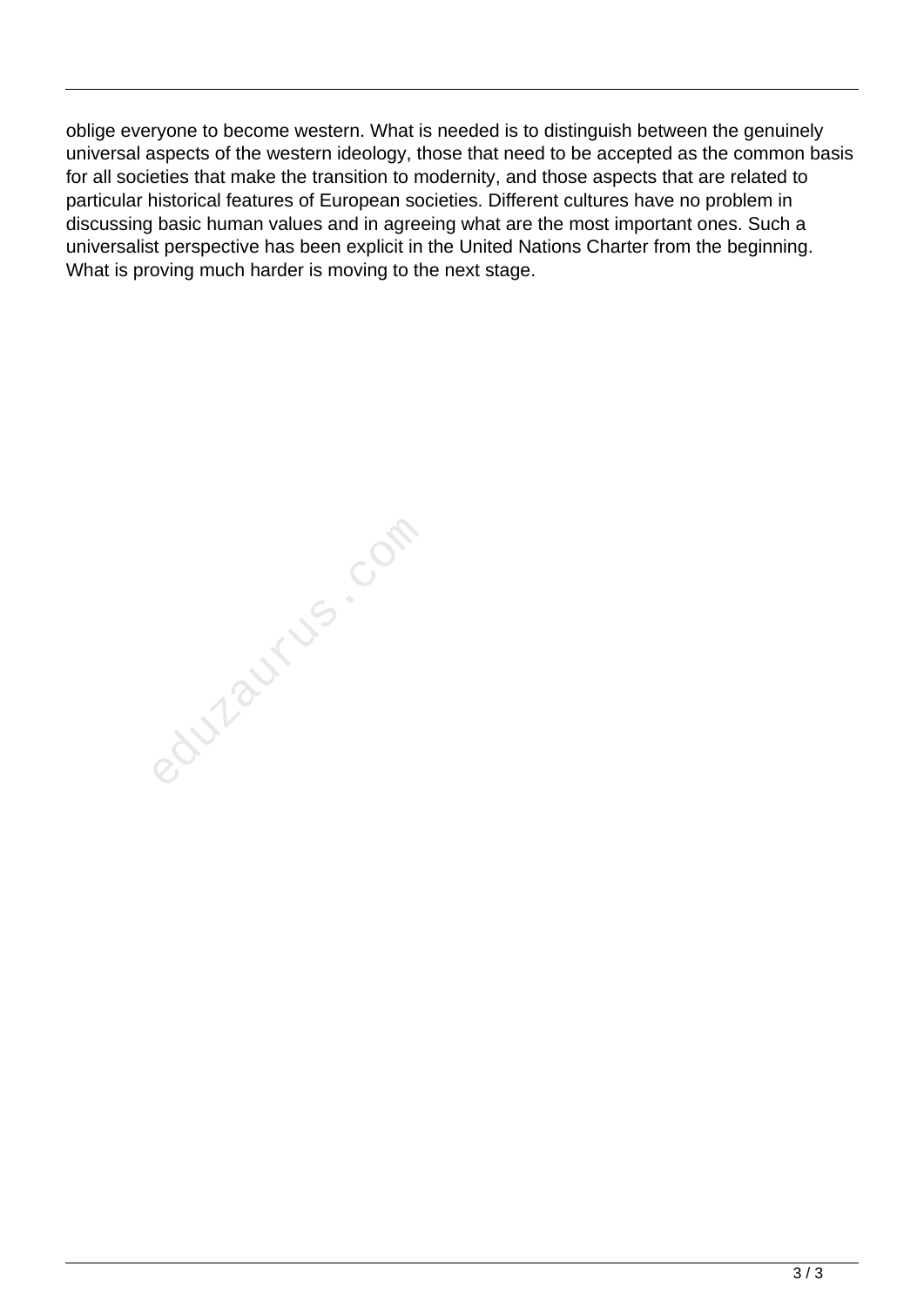oblige everyone to become western. What is needed is to distinguish between the genuinely universal aspects of the western ideology, those that need to be accepted as the common basis for all societies that make the transition to modernity, and those aspects that are related to particular historical features of European societies. Different cultures have no problem in discussing basic human values and in agreeing what are the most important ones. Such a universalist perspective has been explicit in the United Nations Charter from the beginning. What is proving much harder is moving to the next stage.